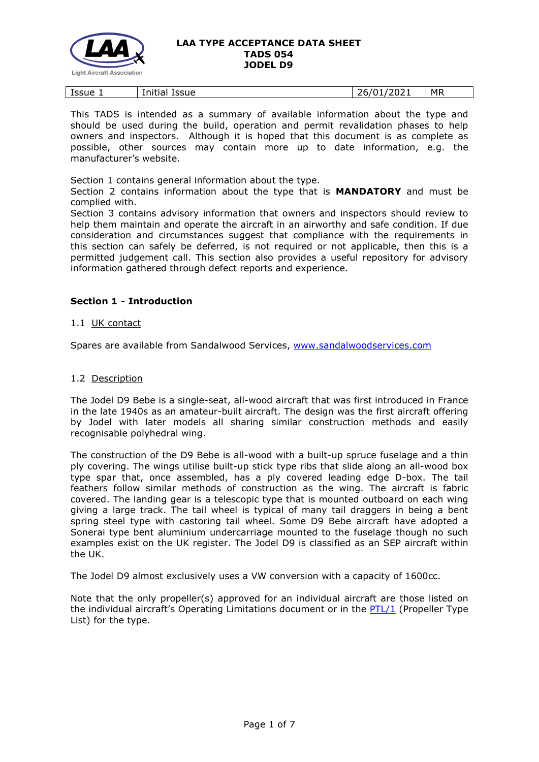**LAA TYPE ACCEPTANCE DATA SHEET**
**TADS 054**
**JODEL D9**

| Issue 1 | Initial Issue | 26/01/2021 | MR |
|---|---|---|---|

This TADS is intended as a summary of available information about the type and should be used during the build, operation and permit revalidation phases to help owners and inspectors. Although it is hoped that this document is as complete as possible, other sources may contain more up to date information, e.g. the manufacturer's website.

Section 1 contains general information about the type.
Section 2 contains information about the type that is **MANDATORY** and must be complied with.
Section 3 contains advisory information that owners and inspectors should review to help them maintain and operate the aircraft in an airworthy and safe condition. If due consideration and circumstances suggest that compliance with the requirements in this section can safely be deferred, is not required or not applicable, then this is a permitted judgement call. This section also provides a useful repository for advisory information gathered through defect reports and experience.

### Section 1 - Introduction

1.1 UK contact

Spares are available from Sandalwood Services, www.sandalwoodservices.com

1.2 Description

The Jodel D9 Bebe is a single-seat, all-wood aircraft that was first introduced in France in the late 1940s as an amateur-built aircraft. The design was the first aircraft offering by Jodel with later models all sharing similar construction methods and easily recognisable polyhedral wing.

The construction of the D9 Bebe is all-wood with a built-up spruce fuselage and a thin ply covering. The wings utilise built-up stick type ribs that slide along an all-wood box type spar that, once assembled, has a ply covered leading edge D-box. The tail feathers follow similar methods of construction as the wing. The aircraft is fabric covered. The landing gear is a telescopic type that is mounted outboard on each wing giving a large track. The tail wheel is typical of many tail draggers in being a bent spring steel type with castoring tail wheel. Some D9 Bebe aircraft have adopted a Sonerai type bent aluminium undercarriage mounted to the fuselage though no such examples exist on the UK register. The Jodel D9 is classified as an SEP aircraft within the UK.

The Jodel D9 almost exclusively uses a VW conversion with a capacity of 1600cc.

Note that the only propeller(s) approved for an individual aircraft are those listed on the individual aircraft's Operating Limitations document or in the PTL/1 (Propeller Type List) for the type.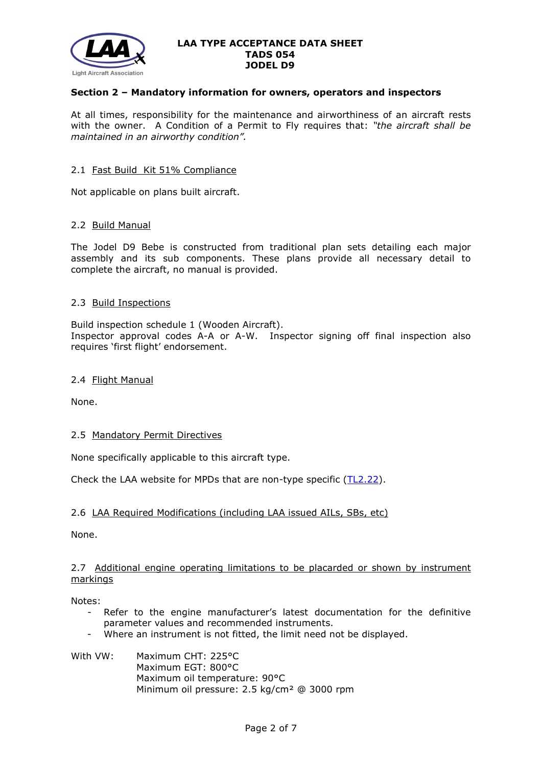## Section 2 – Mandatory information for owners, operators and inspectors

At all times, responsibility for the maintenance and airworthiness of an aircraft rests with the owner. A Condition of a Permit to Fly requires that: *"the aircraft shall be maintained in an airworthy condition".*

### 2.1 Fast Build Kit 51% Compliance

Not applicable on plans built aircraft.

### 2.2 Build Manual

The Jodel D9 Bebe is constructed from traditional plan sets detailing each major assembly and its sub components. These plans provide all necessary detail to complete the aircraft, no manual is provided.

### 2.3 Build Inspections

Build inspection schedule 1 (Wooden Aircraft).
Inspector approval codes A-A or A-W. Inspector signing off final inspection also requires 'first flight' endorsement.

### 2.4 Flight Manual

None.

### 2.5 Mandatory Permit Directives

None specifically applicable to this aircraft type.

Check the LAA website for MPDs that are non-type specific (TL2.22).

### 2.6 LAA Required Modifications (including LAA issued AILs, SBs, etc)

None.

### 2.7 Additional engine operating limitations to be placarded or shown by instrument markings

Notes:

- Refer to the engine manufacturer's latest documentation for the definitive parameter values and recommended instruments.
- Where an instrument is not fitted, the limit need not be displayed.

With VW:
- Maximum CHT: 225°C
- Maximum EGT: 800°C
- Maximum oil temperature: 90°C
- Minimum oil pressure: 2.5 kg/cm² @ 3000 rpm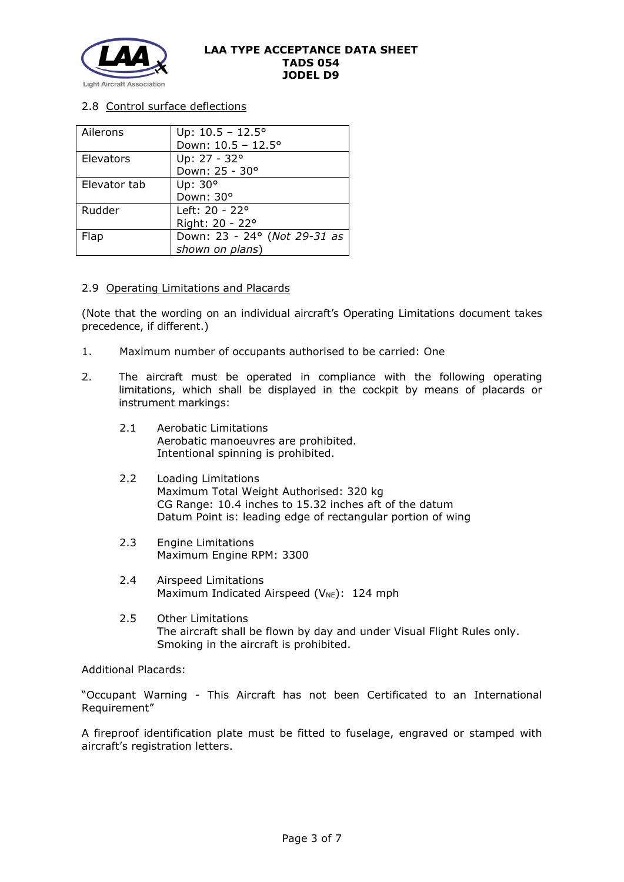### 2.8 Control surface deflections

| | |
|---|---|
| Ailerons | Up: 10.5 – 12.5°<br>Down: 10.5 – 12.5° |
| Elevators | Up: 27 - 32°<br>Down: 25 - 30° |
| Elevator tab | Up: 30°<br>Down: 30° |
| Rudder | Left: 20 - 22°<br>Right: 20 - 22° |
| Flap | Down: 23 - 24° (*Not 29-31 as shown on plans*) |

### 2.9 Operating Limitations and Placards

(Note that the wording on an individual aircraft's Operating Limitations document takes precedence, if different.)

1. Maximum number of occupants authorised to be carried: One

2. The aircraft must be operated in compliance with the following operating limitations, which shall be displayed in the cockpit by means of placards or instrument markings:

   2.1 Aerobatic Limitations
   Aerobatic manoeuvres are prohibited.
   Intentional spinning is prohibited.

   2.2 Loading Limitations
   Maximum Total Weight Authorised: 320 kg
   CG Range: 10.4 inches to 15.32 inches aft of the datum
   Datum Point is: leading edge of rectangular portion of wing

   2.3 Engine Limitations
   Maximum Engine RPM: 3300

   2.4 Airspeed Limitations
   Maximum Indicated Airspeed ($V_{NE}$): 124 mph

   2.5 Other Limitations
   The aircraft shall be flown by day and under Visual Flight Rules only.
   Smoking in the aircraft is prohibited.

Additional Placards:

"Occupant Warning - This Aircraft has not been Certificated to an International Requirement"

A fireproof identification plate must be fitted to fuselage, engraved or stamped with aircraft's registration letters.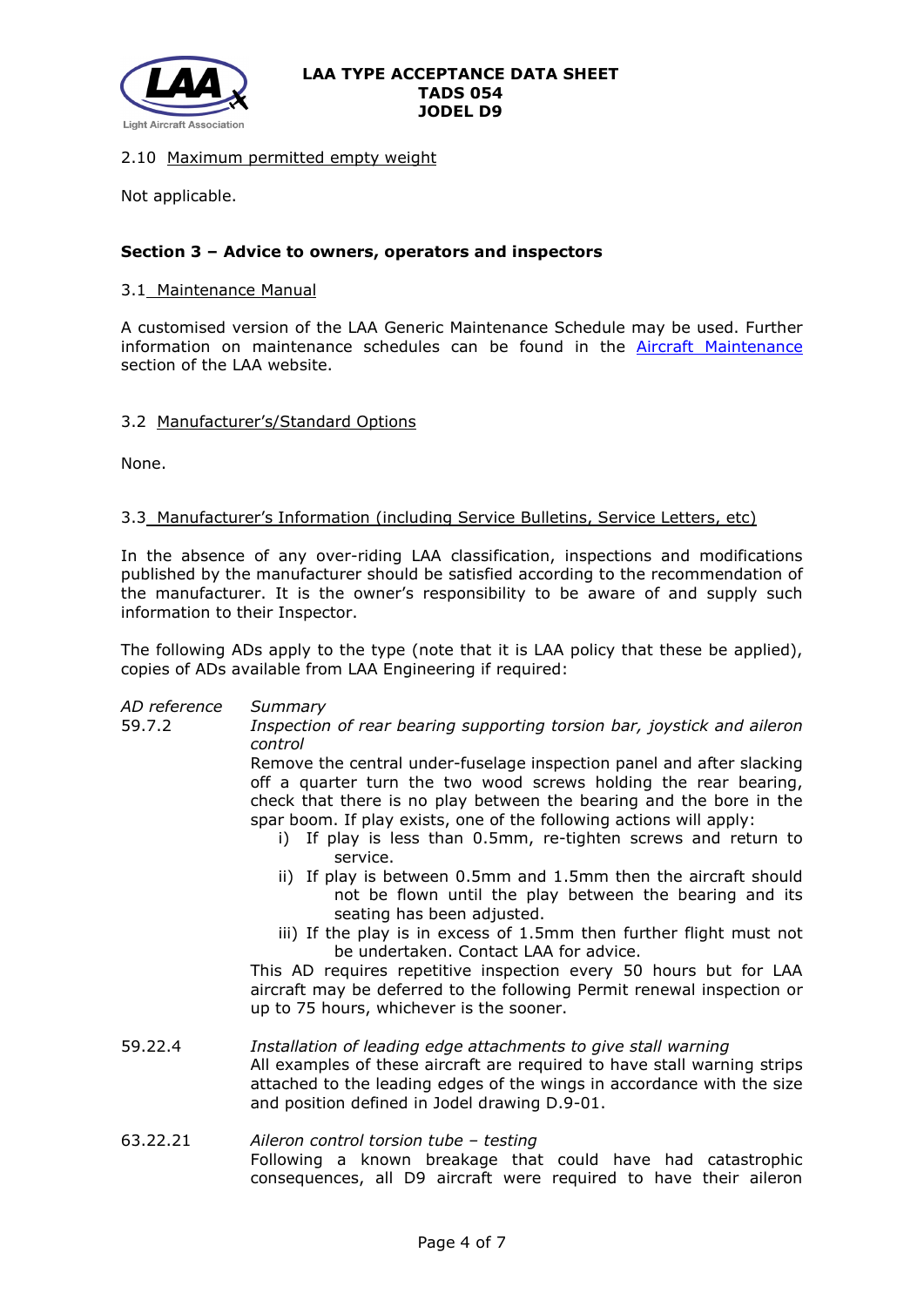2.10 Maximum permitted empty weight

Not applicable.

**Section 3 – Advice to owners, operators and inspectors**

3.1 Maintenance Manual

A customised version of the LAA Generic Maintenance Schedule may be used. Further information on maintenance schedules can be found in the Aircraft Maintenance section of the LAA website.

3.2 Manufacturer's/Standard Options

None.

3.3 Manufacturer's Information (including Service Bulletins, Service Letters, etc)

In the absence of any over-riding LAA classification, inspections and modifications published by the manufacturer should be satisfied according to the recommendation of the manufacturer. It is the owner's responsibility to be aware of and supply such information to their Inspector.

The following ADs apply to the type (note that it is LAA policy that these be applied), copies of ADs available from LAA Engineering if required:

| *AD reference* | *Summary* |
|---|---|
| 59.7.2 | *Inspection of rear bearing supporting torsion bar, joystick and aileron control*<br>Remove the central under-fuselage inspection panel and after slacking off a quarter turn the two wood screws holding the rear bearing, check that there is no play between the bearing and the bore in the spar boom. If play exists, one of the following actions will apply:<br>i) If play is less than 0.5mm, re-tighten screws and return to service.<br>ii) If play is between 0.5mm and 1.5mm then the aircraft should not be flown until the play between the bearing and its seating has been adjusted.<br>iii) If the play is in excess of 1.5mm then further flight must not be undertaken. Contact LAA for advice.<br>This AD requires repetitive inspection every 50 hours but for LAA aircraft may be deferred to the following Permit renewal inspection or up to 75 hours, whichever is the sooner. |
| 59.22.4 | *Installation of leading edge attachments to give stall warning*<br>All examples of these aircraft are required to have stall warning strips attached to the leading edges of the wings in accordance with the size and position defined in Jodel drawing D.9-01. |
| 63.22.21 | *Aileron control torsion tube – testing*<br>Following a known breakage that could have had catastrophic consequences, all D9 aircraft were required to have their aileron |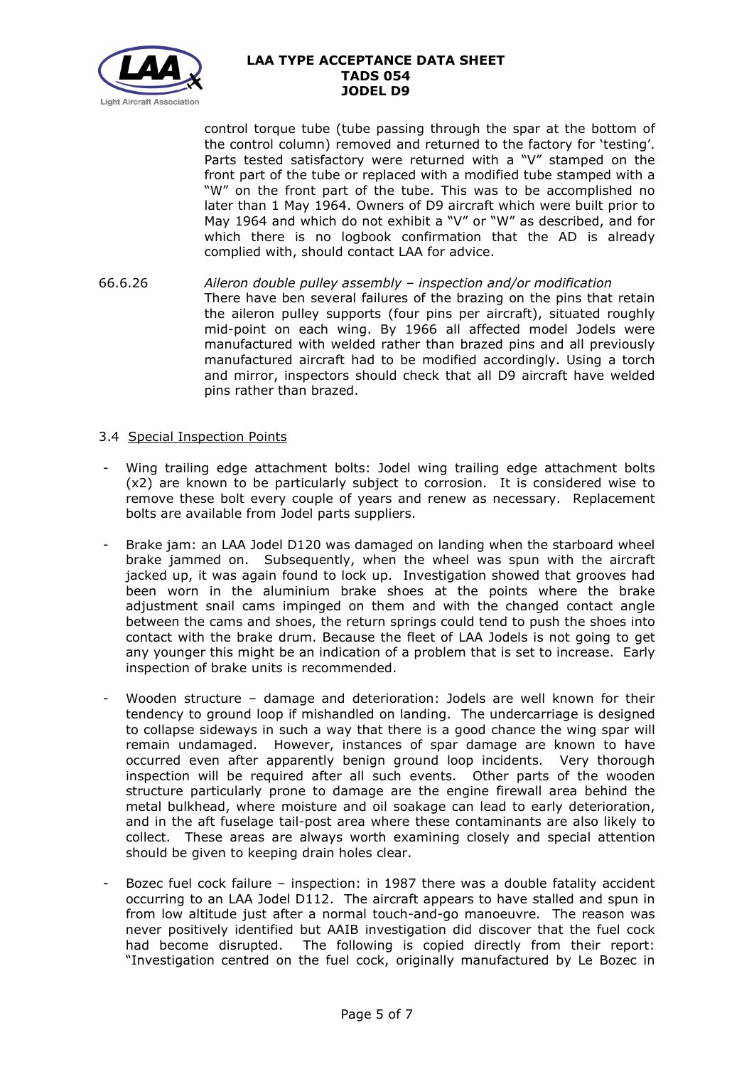control torque tube (tube passing through the spar at the bottom of the control column) removed and returned to the factory for 'testing'. Parts tested satisfactory were returned with a "V" stamped on the front part of the tube or replaced with a modified tube stamped with a "W" on the front part of the tube. This was to be accomplished no later than 1 May 1964. Owners of D9 aircraft which were built prior to May 1964 and which do not exhibit a "V" or "W" as described, and for which there is no logbook confirmation that the AD is already complied with, should contact LAA for advice.

66.6.26 *Aileron double pulley assembly – inspection and/or modification*
There have ben several failures of the brazing on the pins that retain the aileron pulley supports (four pins per aircraft), situated roughly mid-point on each wing. By 1966 all affected model Jodels were manufactured with welded rather than brazed pins and all previously manufactured aircraft had to be modified accordingly. Using a torch and mirror, inspectors should check that all D9 aircraft have welded pins rather than brazed.

### 3.4 Special Inspection Points

- Wing trailing edge attachment bolts: Jodel wing trailing edge attachment bolts (x2) are known to be particularly subject to corrosion. It is considered wise to remove these bolt every couple of years and renew as necessary. Replacement bolts are available from Jodel parts suppliers.

- Brake jam: an LAA Jodel D120 was damaged on landing when the starboard wheel brake jammed on. Subsequently, when the wheel was spun with the aircraft jacked up, it was again found to lock up. Investigation showed that grooves had been worn in the aluminium brake shoes at the points where the brake adjustment snail cams impinged on them and with the changed contact angle between the cams and shoes, the return springs could tend to push the shoes into contact with the brake drum. Because the fleet of LAA Jodels is not going to get any younger this might be an indication of a problem that is set to increase. Early inspection of brake units is recommended.

- Wooden structure – damage and deterioration: Jodels are well known for their tendency to ground loop if mishandled on landing. The undercarriage is designed to collapse sideways in such a way that there is a good chance the wing spar will remain undamaged. However, instances of spar damage are known to have occurred even after apparently benign ground loop incidents. Very thorough inspection will be required after all such events. Other parts of the wooden structure particularly prone to damage are the engine firewall area behind the metal bulkhead, where moisture and oil soakage can lead to early deterioration, and in the aft fuselage tail-post area where these contaminants are also likely to collect. These areas are always worth examining closely and special attention should be given to keeping drain holes clear.

- Bozec fuel cock failure – inspection: in 1987 there was a double fatality accident occurring to an LAA Jodel D112. The aircraft appears to have stalled and spun in from low altitude just after a normal touch-and-go manoeuvre. The reason was never positively identified but AAIB investigation did discover that the fuel cock had become disrupted. The following is copied directly from their report: "Investigation centred on the fuel cock, originally manufactured by Le Bozec in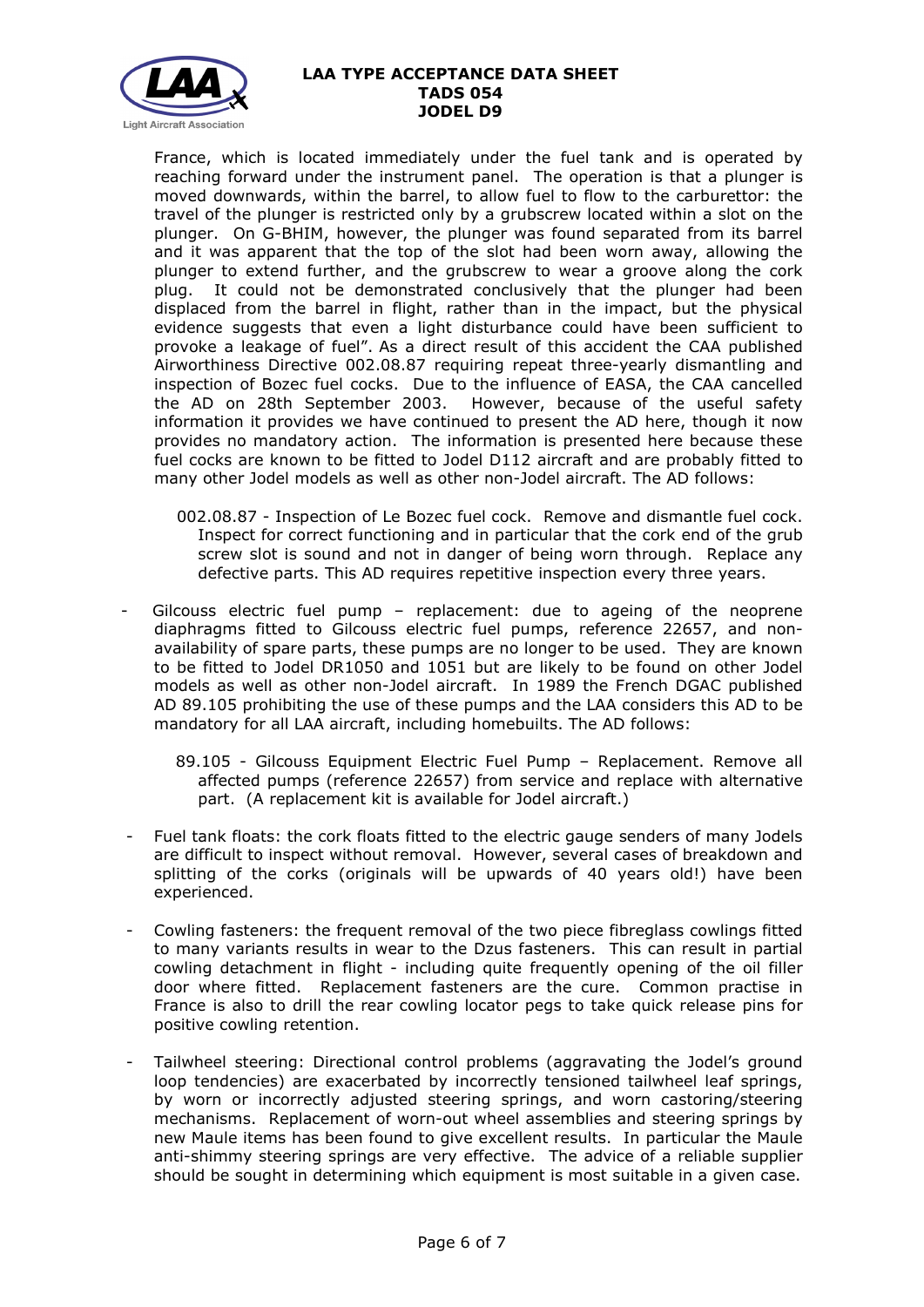France, which is located immediately under the fuel tank and is operated by reaching forward under the instrument panel. The operation is that a plunger is moved downwards, within the barrel, to allow fuel to flow to the carburettor: the travel of the plunger is restricted only by a grubscrew located within a slot on the plunger. On G-BHIM, however, the plunger was found separated from its barrel and it was apparent that the top of the slot had been worn away, allowing the plunger to extend further, and the grubscrew to wear a groove along the cork plug. It could not be demonstrated conclusively that the plunger had been displaced from the barrel in flight, rather than in the impact, but the physical evidence suggests that even a light disturbance could have been sufficient to provoke a leakage of fuel". As a direct result of this accident the CAA published Airworthiness Directive 002.08.87 requiring repeat three-yearly dismantling and inspection of Bozec fuel cocks. Due to the influence of EASA, the CAA cancelled the AD on 28th September 2003. However, because of the useful safety information it provides we have continued to present the AD here, though it now provides no mandatory action. The information is presented here because these fuel cocks are known to be fitted to Jodel D112 aircraft and are probably fitted to many other Jodel models as well as other non-Jodel aircraft. The AD follows:

> 002.08.87 - Inspection of Le Bozec fuel cock. Remove and dismantle fuel cock. Inspect for correct functioning and in particular that the cork end of the grub screw slot is sound and not in danger of being worn through. Replace any defective parts. This AD requires repetitive inspection every three years.

- Gilcouss electric fuel pump – replacement: due to ageing of the neoprene diaphragms fitted to Gilcouss electric fuel pumps, reference 22657, and non-availability of spare parts, these pumps are no longer to be used. They are known to be fitted to Jodel DR1050 and 1051 but are likely to be found on other Jodel models as well as other non-Jodel aircraft. In 1989 the French DGAC published AD 89.105 prohibiting the use of these pumps and the LAA considers this AD to be mandatory for all LAA aircraft, including homebuilts. The AD follows:

  > 89.105 - Gilcouss Equipment Electric Fuel Pump – Replacement. Remove all affected pumps (reference 22657) from service and replace with alternative part. (A replacement kit is available for Jodel aircraft.)

- Fuel tank floats: the cork floats fitted to the electric gauge senders of many Jodels are difficult to inspect without removal. However, several cases of breakdown and splitting of the corks (originals will be upwards of 40 years old!) have been experienced.

- Cowling fasteners: the frequent removal of the two piece fibreglass cowlings fitted to many variants results in wear to the Dzus fasteners. This can result in partial cowling detachment in flight - including quite frequently opening of the oil filler door where fitted. Replacement fasteners are the cure. Common practise in France is also to drill the rear cowling locator pegs to take quick release pins for positive cowling retention.

- Tailwheel steering: Directional control problems (aggravating the Jodel's ground loop tendencies) are exacerbated by incorrectly tensioned tailwheel leaf springs, by worn or incorrectly adjusted steering springs, and worn castoring/steering mechanisms. Replacement of worn-out wheel assemblies and steering springs by new Maule items has been found to give excellent results. In particular the Maule anti-shimmy steering springs are very effective. The advice of a reliable supplier should be sought in determining which equipment is most suitable in a given case.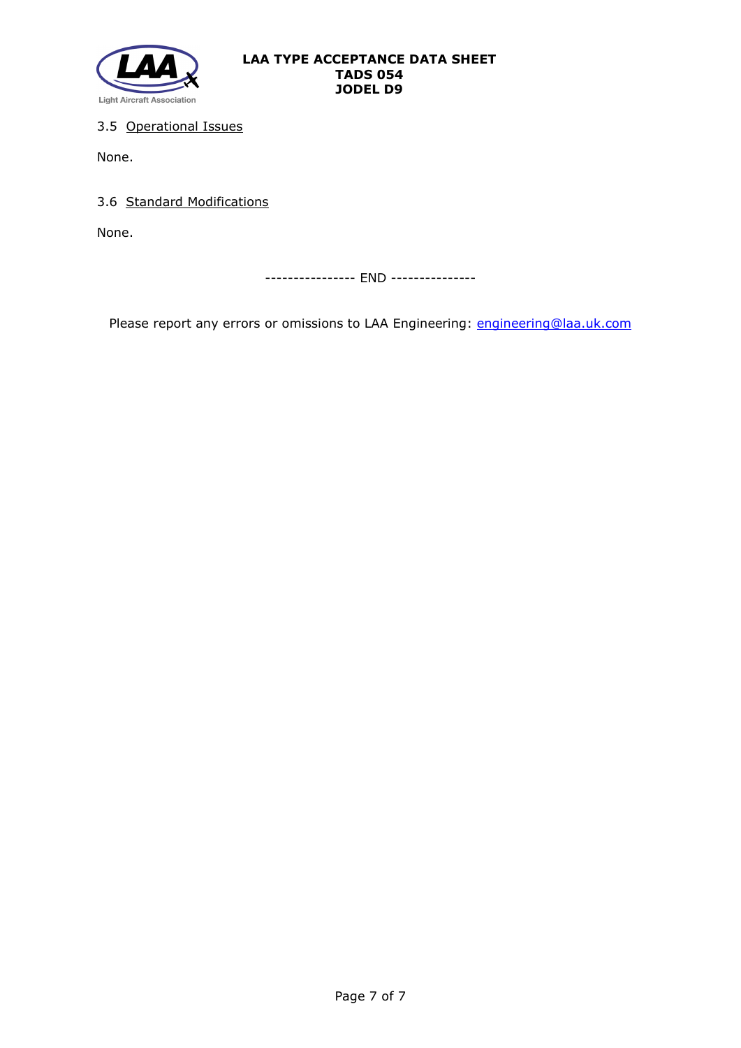### 3.5 Operational Issues

None.

### 3.6 Standard Modifications

None.

---------------- END ---------------

Please report any errors or omissions to LAA Engineering: engineering@laa.uk.com